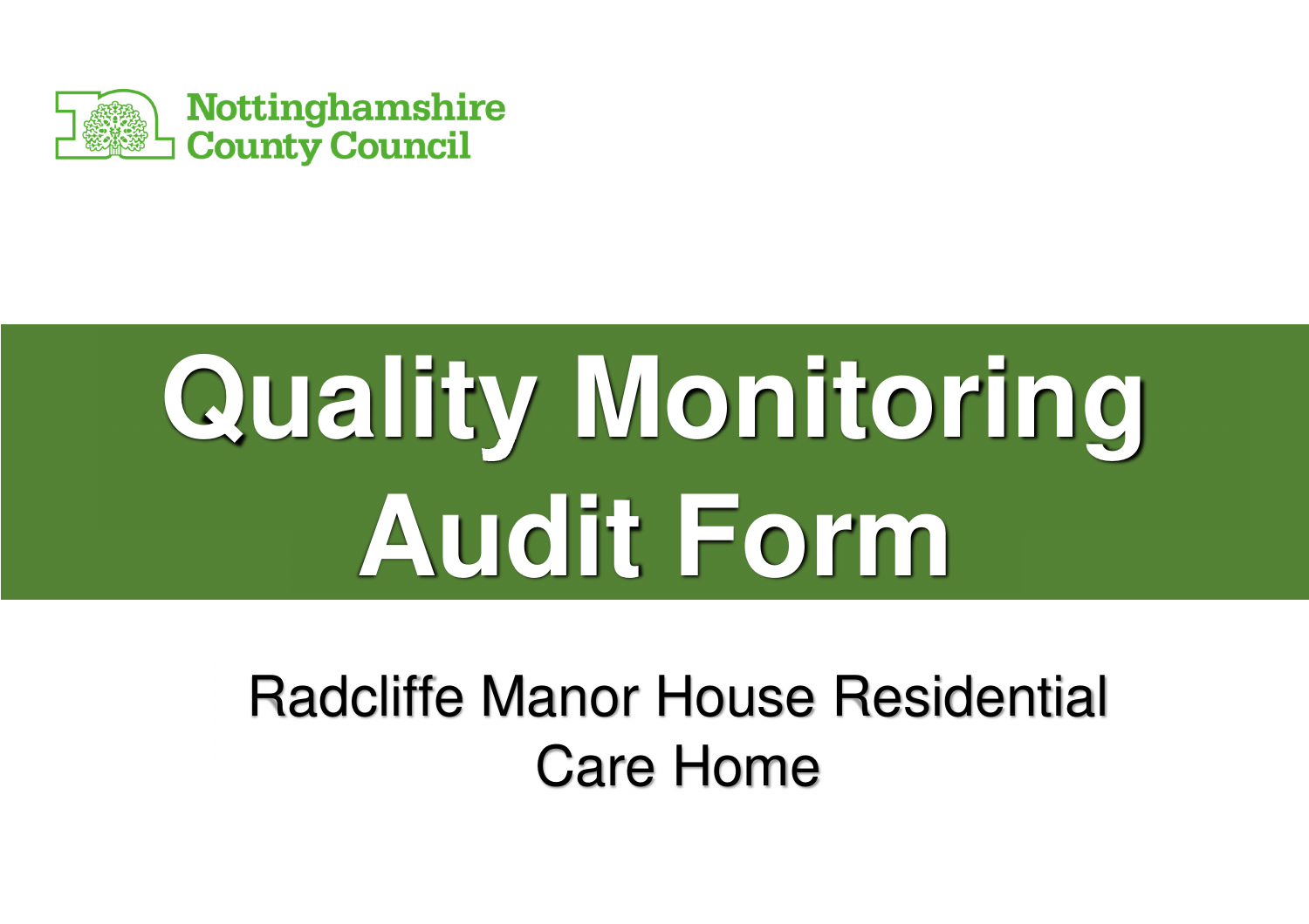Nottinghamshire County Council

# Quality Monitoring Audit Form

Radcliffe Manor House Residential Care Home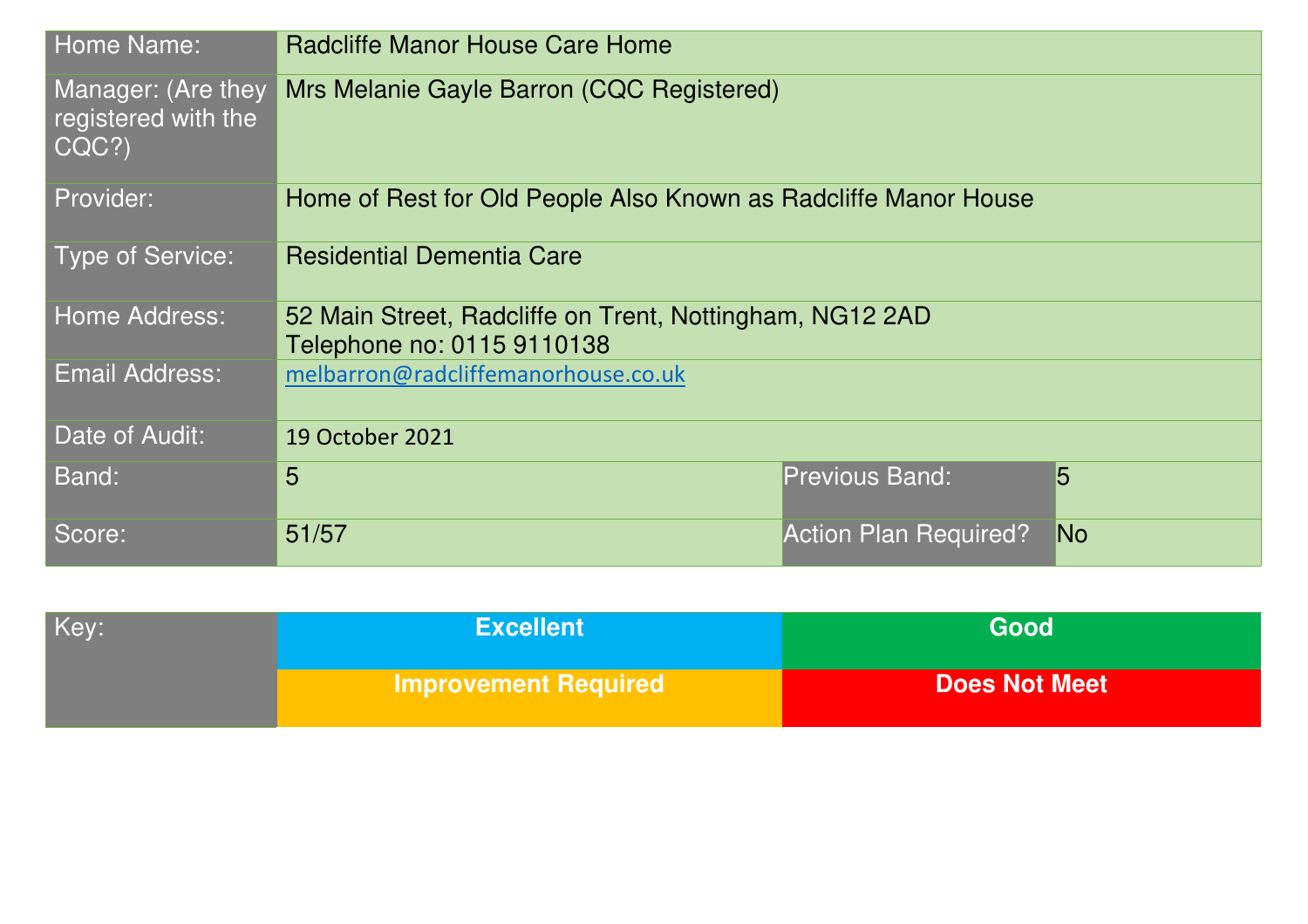| Home Name: | Radcliffe Manor House Care Home | | |
|---|---|---|---|
| Manager: (Are they registered with the CQC?) | Mrs Melanie Gayle Barron (CQC Registered) | | |
| Provider: | Home of Rest for Old People Also Known as Radcliffe Manor House | | |
| Type of Service: | Residential Dementia Care | | |
| Home Address: | 52 Main Street, Radcliffe on Trent, Nottingham, NG12 2AD<br>Telephone no: 0115 9110138 | | |
| Email Address: | melbarron@radcliffemanorhouse.co.uk | | |
| Date of Audit: | 19 October 2021 | | |
| Band: | 5 | Previous Band: | 5 |
| Score: | 51/57 | Action Plan Required? | No |

| Key: | Excellent | Good |
|---|---|---|
| | Improvement Required | Does Not Meet |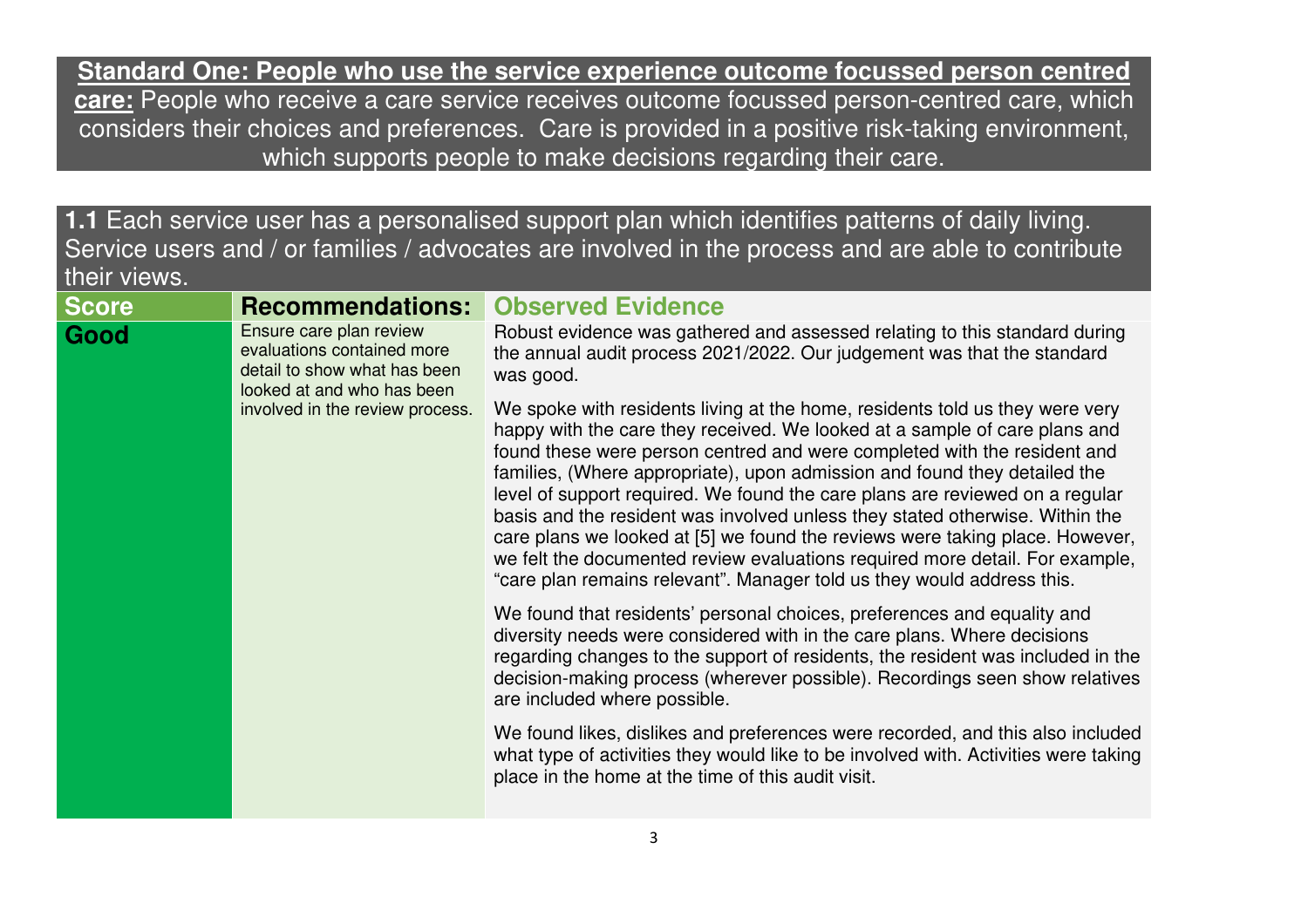**Standard One: People who use the service experience outcome focussed person centred care:** People who receive a care service receives outcome focussed person-centred care, which considers their choices and preferences. Care is provided in a positive risk-taking environment, which supports people to make decisions regarding their care.

**1.1** Each service user has a personalised support plan which identifies patterns of daily living. Service users and / or families / advocates are involved in the process and are able to contribute their views.

| Score | Recommendations: | Observed Evidence |
|---|---|---|
| **Good** | Ensure care plan review evaluations contained more detail to show what has been looked at and who has been involved in the review process. | Robust evidence was gathered and assessed relating to this standard during the annual audit process 2021/2022. Our judgement was that the standard was good.<br><br>We spoke with residents living at the home, residents told us they were very happy with the care they received. We looked at a sample of care plans and found these were person centred and were completed with the resident and families, (Where appropriate), upon admission and found they detailed the level of support required. We found the care plans are reviewed on a regular basis and the resident was involved unless they stated otherwise. Within the care plans we looked at [5] we found the reviews were taking place. However, we felt the documented review evaluations required more detail. For example, "care plan remains relevant". Manager told us they would address this.<br><br>We found that residents' personal choices, preferences and equality and diversity needs were considered with in the care plans. Where decisions regarding changes to the support of residents, the resident was included in the decision-making process (wherever possible). Recordings seen show relatives are included where possible.<br><br>We found likes, dislikes and preferences were recorded, and this also included what type of activities they would like to be involved with. Activities were taking place in the home at the time of this audit visit. |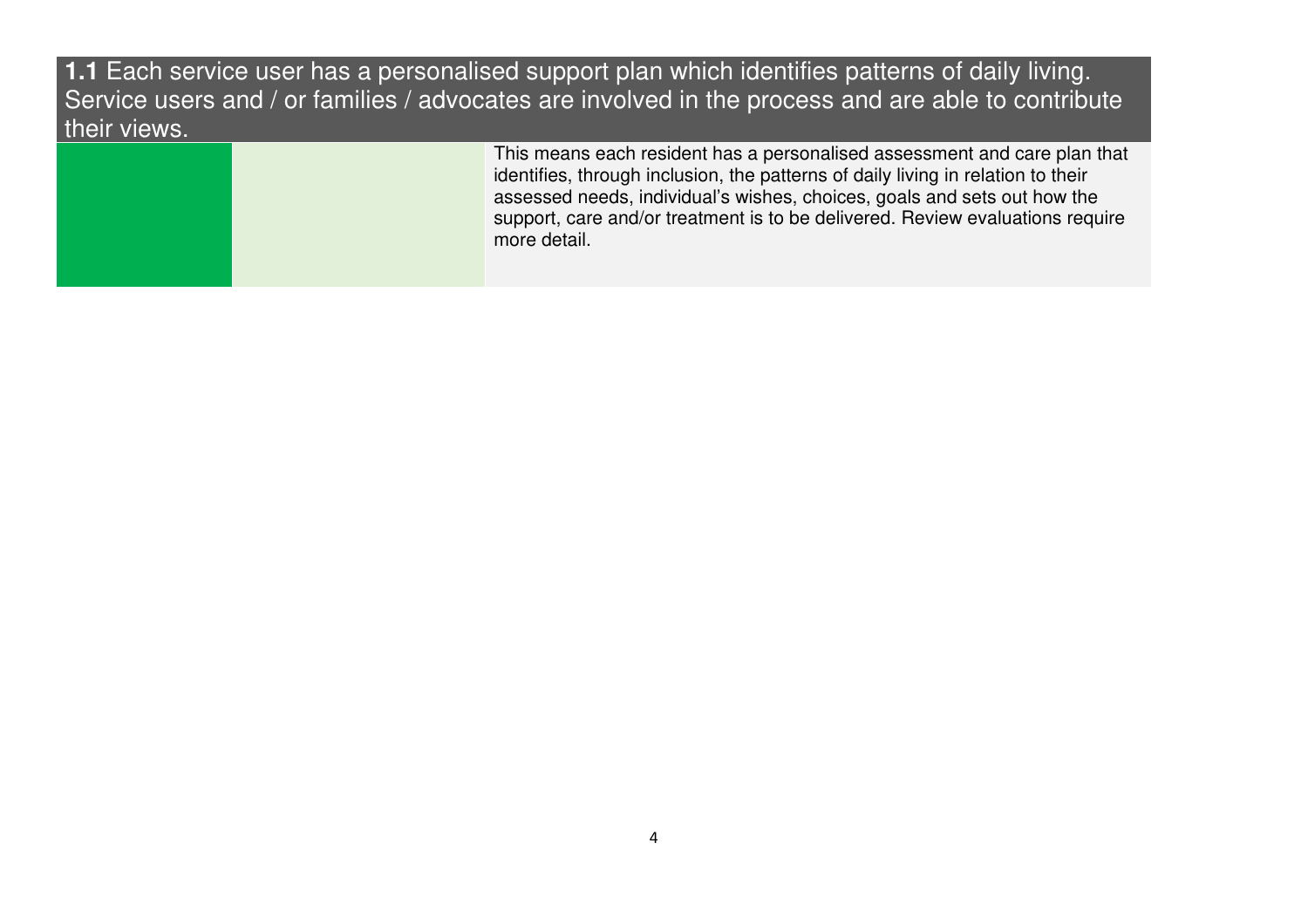**1.1** Each service user has a personalised support plan which identifies patterns of daily living. Service users and / or families / advocates are involved in the process and are able to contribute their views.

| | | |
|---|---|---|
| | | This means each resident has a personalised assessment and care plan that identifies, through inclusion, the patterns of daily living in relation to their assessed needs, individual's wishes, choices, goals and sets out how the support, care and/or treatment is to be delivered. Review evaluations require more detail. |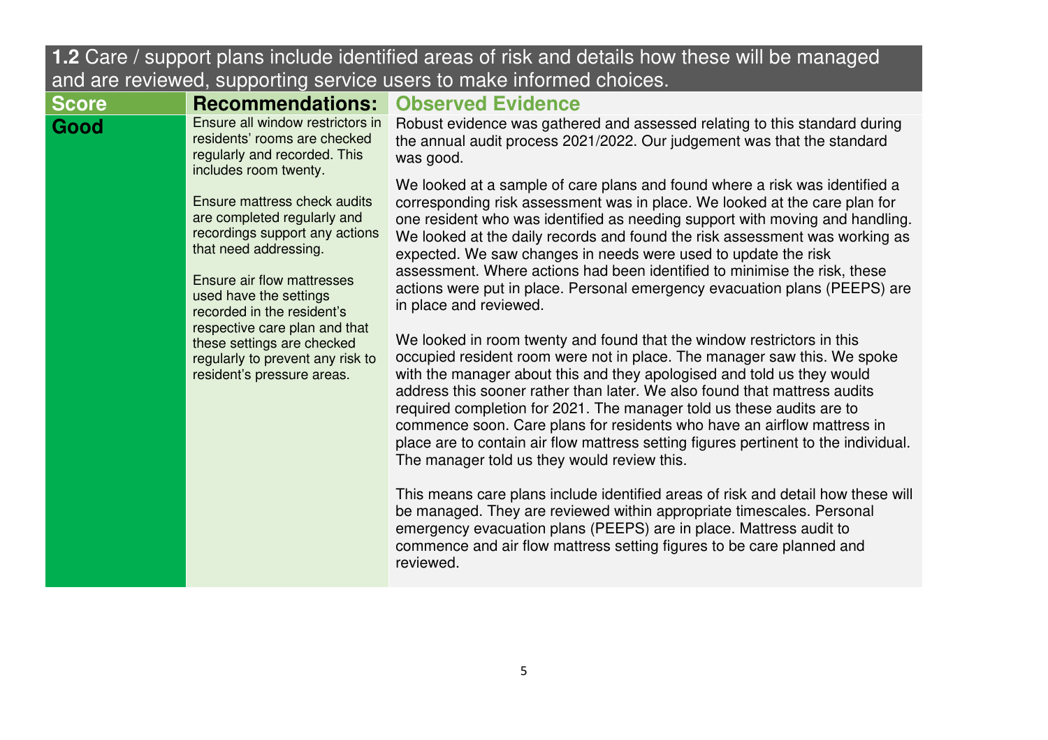## **1.2** Care / support plans include identified areas of risk and details how these will be managed and are reviewed, supporting service users to make informed choices.

| Score | Recommendations: | Observed Evidence |
|---|---|---|
| **Good** | Ensure all window restrictors in residents' rooms are checked regularly and recorded. This includes room twenty.<br><br>Ensure mattress check audits are completed regularly and recordings support any actions that need addressing.<br><br>Ensure air flow mattresses used have the settings recorded in the resident's respective care plan and that these settings are checked regularly to prevent any risk to resident's pressure areas. | Robust evidence was gathered and assessed relating to this standard during the annual audit process 2021/2022. Our judgement was that the standard was good.<br><br>We looked at a sample of care plans and found where a risk was identified a corresponding risk assessment was in place. We looked at the care plan for one resident who was identified as needing support with moving and handling. We looked at the daily records and found the risk assessment was working as expected. We saw changes in needs were used to update the risk assessment. Where actions had been identified to minimise the risk, these actions were put in place. Personal emergency evacuation plans (PEEPS) are in place and reviewed.<br><br>We looked in room twenty and found that the window restrictors in this occupied resident room were not in place. The manager saw this. We spoke with the manager about this and they apologised and told us they would address this sooner rather than later. We also found that mattress audits required completion for 2021. The manager told us these audits are to commence soon. Care plans for residents who have an airflow mattress in place are to contain air flow mattress setting figures pertinent to the individual. The manager told us they would review this.<br><br>This means care plans include identified areas of risk and detail how these will be managed. They are reviewed within appropriate timescales. Personal emergency evacuation plans (PEEPS) are in place. Mattress audit to commence and air flow mattress setting figures to be care planned and reviewed. |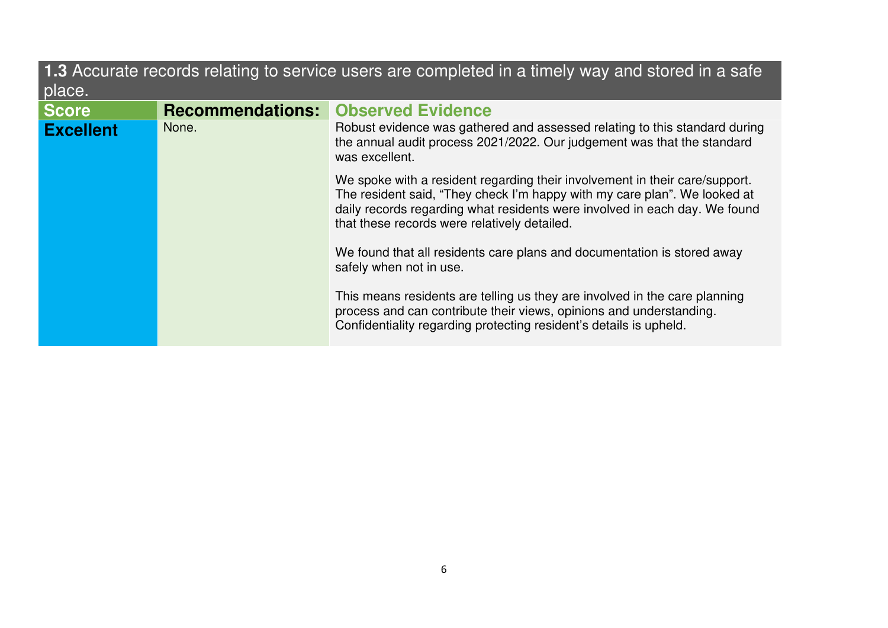**1.3** Accurate records relating to service users are completed in a timely way and stored in a safe place.

| Score | Recommendations: | Observed Evidence |
|---|---|---|
| **Excellent** | None. | Robust evidence was gathered and assessed relating to this standard during the annual audit process 2021/2022. Our judgement was that the standard was excellent.<br><br>We spoke with a resident regarding their involvement in their care/support. The resident said, "They check I'm happy with my care plan". We looked at daily records regarding what residents were involved in each day. We found that these records were relatively detailed.<br><br>We found that all residents care plans and documentation is stored away safely when not in use.<br><br>This means residents are telling us they are involved in the care planning process and can contribute their views, opinions and understanding. Confidentiality regarding protecting resident's details is upheld. |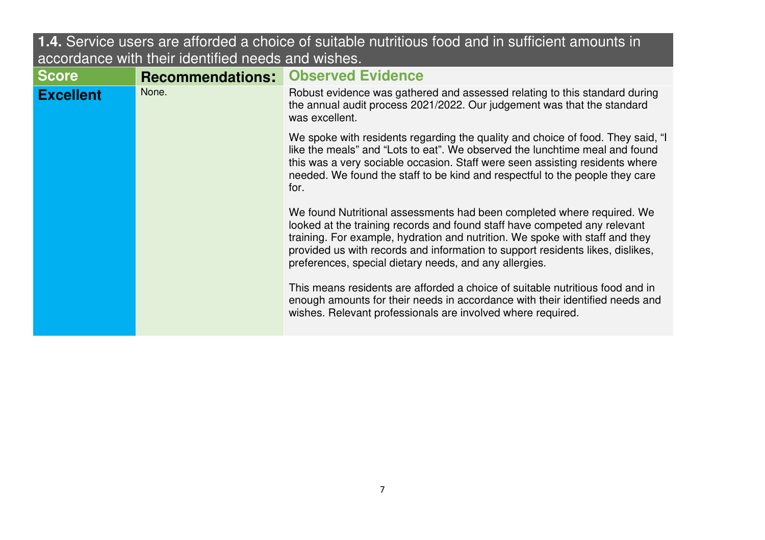| **1.4.** Service users are afforded a choice of suitable nutritious food and in sufficient amounts in accordance with their identified needs and wishes. | | |
|---|---|---|
| **Score** | **Recommendations:** | **Observed Evidence** |
| **Excellent** | None. | Robust evidence was gathered and assessed relating to this standard during the annual audit process 2021/2022. Our judgement was that the standard was excellent.<br><br>We spoke with residents regarding the quality and choice of food. They said, "I like the meals" and "Lots to eat". We observed the lunchtime meal and found this was a very sociable occasion. Staff were seen assisting residents where needed. We found the staff to be kind and respectful to the people they care for.<br><br>We found Nutritional assessments had been completed where required. We looked at the training records and found staff have competed any relevant training. For example, hydration and nutrition. We spoke with staff and they provided us with records and information to support residents likes, dislikes, preferences, special dietary needs, and any allergies.<br><br>This means residents are afforded a choice of suitable nutritious food and in enough amounts for their needs in accordance with their identified needs and wishes. Relevant professionals are involved where required. |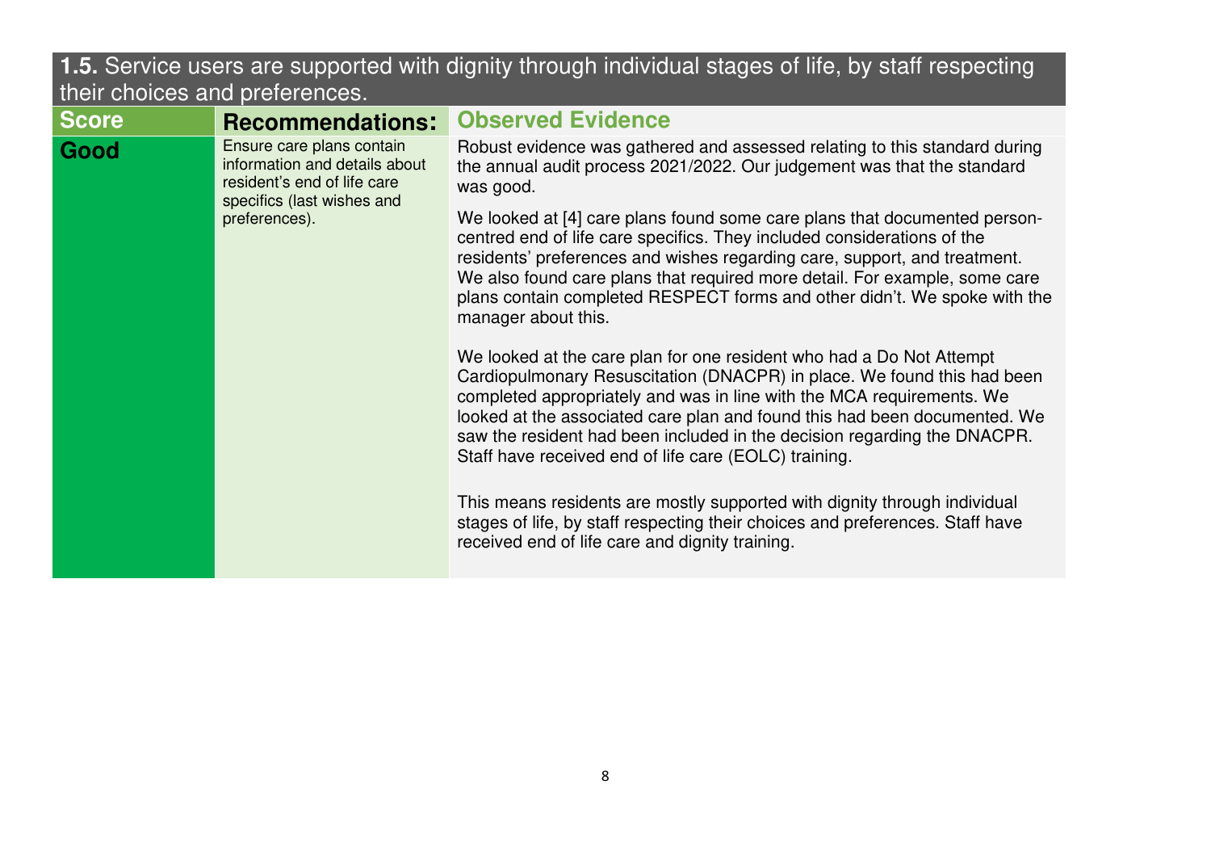**1.5.** Service users are supported with dignity through individual stages of life, by staff respecting their choices and preferences.

| Score | Recommendations: | Observed Evidence |
|---|---|---|
| **Good** | Ensure care plans contain information and details about resident's end of life care specifics (last wishes and preferences). | Robust evidence was gathered and assessed relating to this standard during the annual audit process 2021/2022. Our judgement was that the standard was good.<br><br>We looked at [4] care plans found some care plans that documented person-centred end of life care specifics. They included considerations of the residents' preferences and wishes regarding care, support, and treatment. We also found care plans that required more detail. For example, some care plans contain completed RESPECT forms and other didn't. We spoke with the manager about this.<br><br>We looked at the care plan for one resident who had a Do Not Attempt Cardiopulmonary Resuscitation (DNACPR) in place. We found this had been completed appropriately and was in line with the MCA requirements. We looked at the associated care plan and found this had been documented. We saw the resident had been included in the decision regarding the DNACPR. Staff have received end of life care (EOLC) training.<br><br>This means residents are mostly supported with dignity through individual stages of life, by staff respecting their choices and preferences. Staff have received end of life care and dignity training. |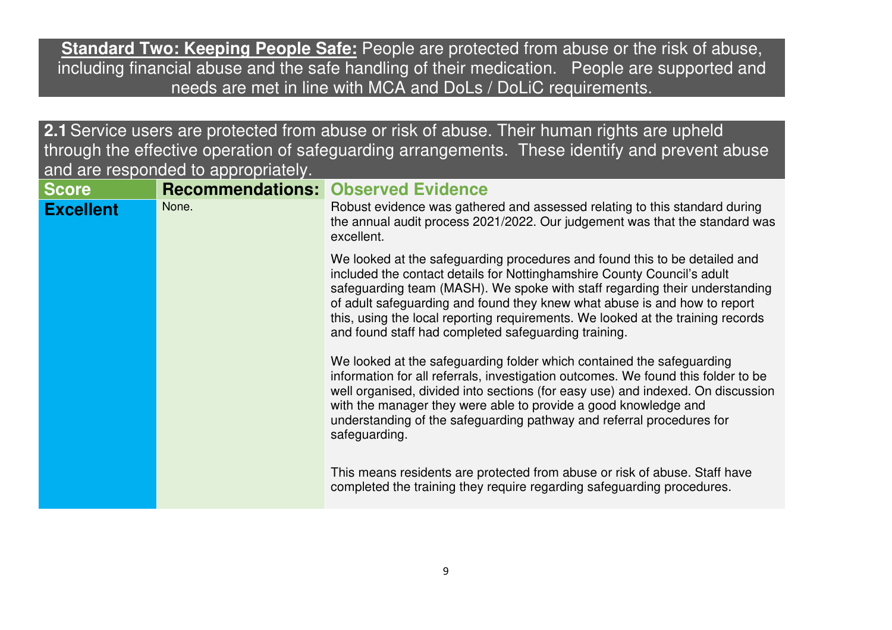**Standard Two: Keeping People Safe:** People are protected from abuse or the risk of abuse, including financial abuse and the safe handling of their medication. People are supported and needs are met in line with MCA and DoLs / DoLiC requirements.

**2.1** Service users are protected from abuse or risk of abuse. Their human rights are upheld through the effective operation of safeguarding arrangements. These identify and prevent abuse and are responded to appropriately.

| Score | Recommendations: | Observed Evidence |
|---|---|---|
| **Excellent** | None. | Robust evidence was gathered and assessed relating to this standard during the annual audit process 2021/2022. Our judgement was that the standard was excellent.<br><br>We looked at the safeguarding procedures and found this to be detailed and included the contact details for Nottinghamshire County Council's adult safeguarding team (MASH). We spoke with staff regarding their understanding of adult safeguarding and found they knew what abuse is and how to report this, using the local reporting requirements. We looked at the training records and found staff had completed safeguarding training.<br><br>We looked at the safeguarding folder which contained the safeguarding information for all referrals, investigation outcomes. We found this folder to be well organised, divided into sections (for easy use) and indexed. On discussion with the manager they were able to provide a good knowledge and understanding of the safeguarding pathway and referral procedures for safeguarding.<br><br>This means residents are protected from abuse or risk of abuse. Staff have completed the training they require regarding safeguarding procedures. |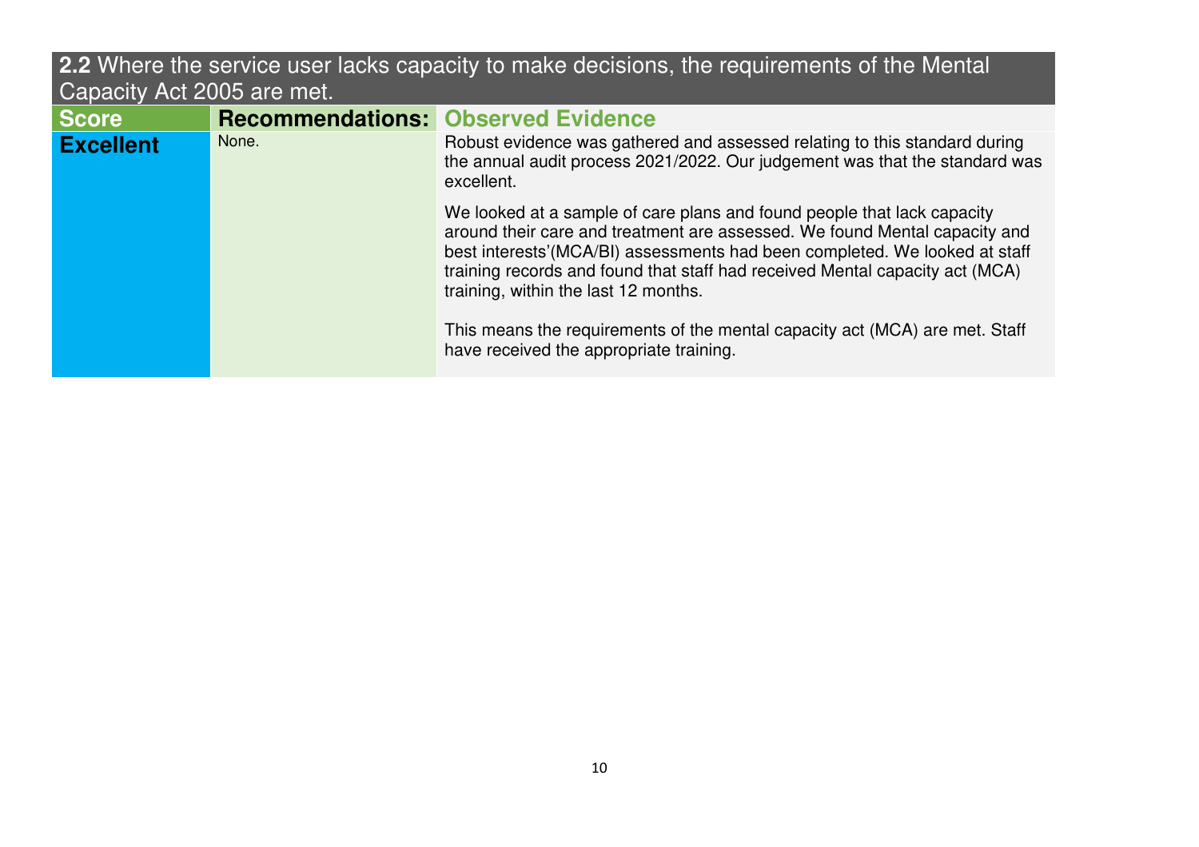## **2.2** Where the service user lacks capacity to make decisions, the requirements of the Mental Capacity Act 2005 are met.

| Score | Recommendations: | Observed Evidence |
| --- | --- | --- |
| **Excellent** | None. | Robust evidence was gathered and assessed relating to this standard during the annual audit process 2021/2022. Our judgement was that the standard was excellent.<br><br>We looked at a sample of care plans and found people that lack capacity around their care and treatment are assessed. We found Mental capacity and best interests'(MCA/BI) assessments had been completed. We looked at staff training records and found that staff had received Mental capacity act (MCA) training, within the last 12 months.<br><br>This means the requirements of the mental capacity act (MCA) are met. Staff have received the appropriate training. |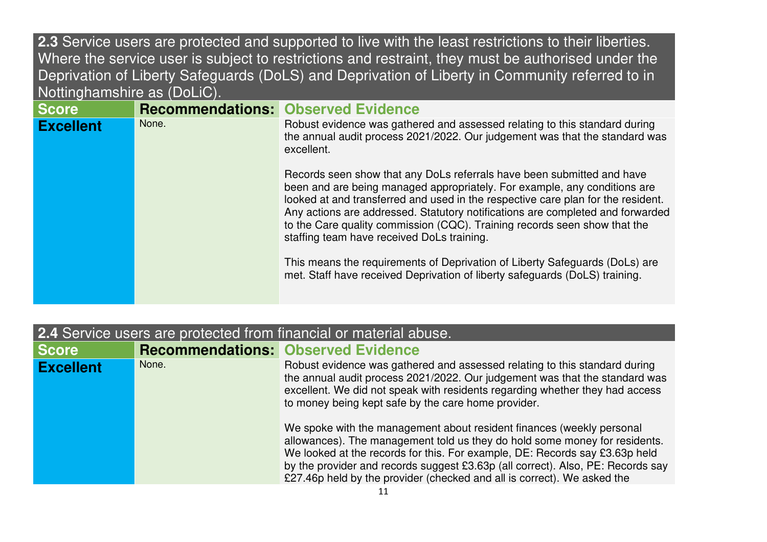**2.3** Service users are protected and supported to live with the least restrictions to their liberties. Where the service user is subject to restrictions and restraint, they must be authorised under the Deprivation of Liberty Safeguards (DoLS) and Deprivation of Liberty in Community referred to in Nottinghamshire as (DoLiC).

| Score | Recommendations: | Observed Evidence |
|---|---|---|
| Excellent | None. | Robust evidence was gathered and assessed relating to this standard during the annual audit process 2021/2022. Our judgement was that the standard was excellent.<br><br>Records seen show that any DoLs referrals have been submitted and have been and are being managed appropriately. For example, any conditions are looked at and transferred and used in the respective care plan for the resident. Any actions are addressed. Statutory notifications are completed and forwarded to the Care quality commission (CQC). Training records seen show that the staffing team have received DoLs training.<br><br>This means the requirements of Deprivation of Liberty Safeguards (DoLs) are met. Staff have received Deprivation of liberty safeguards (DoLS) training. |

**2.4** Service users are protected from financial or material abuse.

| Score | Recommendations: | Observed Evidence |
|---|---|---|
| Excellent | None. | Robust evidence was gathered and assessed relating to this standard during the annual audit process 2021/2022. Our judgement was that the standard was excellent. We did not speak with residents regarding whether they had access to money being kept safe by the care home provider.<br><br>We spoke with the management about resident finances (weekly personal allowances). The management told us they do hold some money for residents. We looked at the records for this. For example, DE: Records say £3.63p held by the provider and records suggest £3.63p (all correct). Also, PE: Records say £27.46p held by the provider (checked and all is correct). We asked the |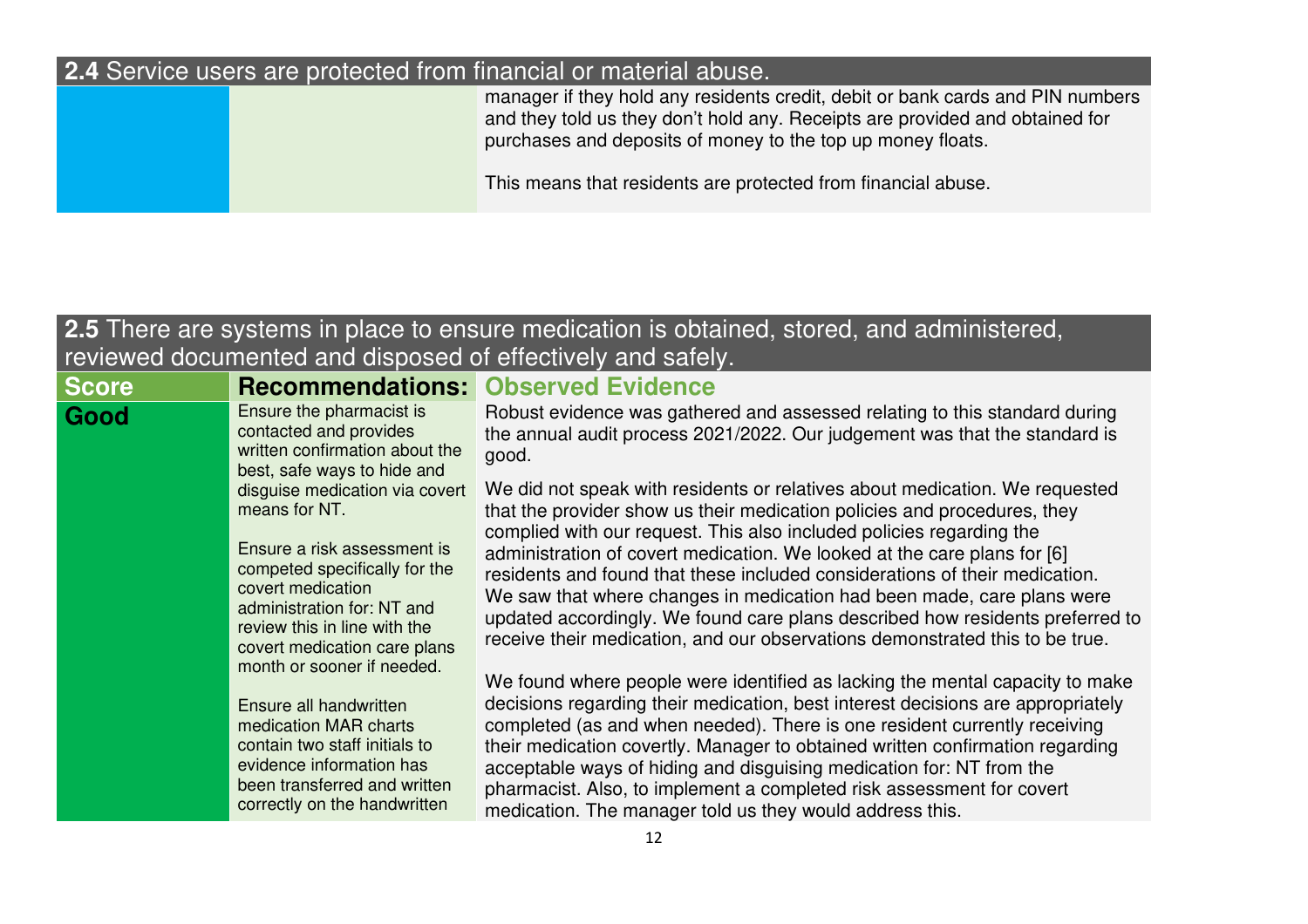## 2.4 Service users are protected from financial or material abuse.

| | | |
|---|---|---|
| | | manager if they hold any residents credit, debit or bank cards and PIN numbers and they told us they don't hold any. Receipts are provided and obtained for purchases and deposits of money to the top up money floats.<br><br>This means that residents are protected from financial abuse. |

## 2.5 There are systems in place to ensure medication is obtained, stored, and administered, reviewed documented and disposed of effectively and safely.

| Score | Recommendations: | Observed Evidence |
|---|---|---|
| Good | Ensure the pharmacist is contacted and provides written confirmation about the best, safe ways to hide and disguise medication via covert means for NT.<br><br>Ensure a risk assessment is competed specifically for the covert medication administration for: NT and review this in line with the covert medication care plans month or sooner if needed.<br><br>Ensure all handwritten medication MAR charts contain two staff initials to evidence information has been transferred and written correctly on the handwritten | Robust evidence was gathered and assessed relating to this standard during the annual audit process 2021/2022. Our judgement was that the standard is good.<br><br>We did not speak with residents or relatives about medication. We requested that the provider show us their medication policies and procedures, they complied with our request. This also included policies regarding the administration of covert medication. We looked at the care plans for [6] residents and found that these included considerations of their medication. We saw that where changes in medication had been made, care plans were updated accordingly. We found care plans described how residents preferred to receive their medication, and our observations demonstrated this to be true.<br><br>We found where people were identified as lacking the mental capacity to make decisions regarding their medication, best interest decisions are appropriately completed (as and when needed). There is one resident currently receiving their medication covertly. Manager to obtained written confirmation regarding acceptable ways of hiding and disguising medication for: NT from the pharmacist. Also, to implement a completed risk assessment for covert medication. The manager told us they would address this. |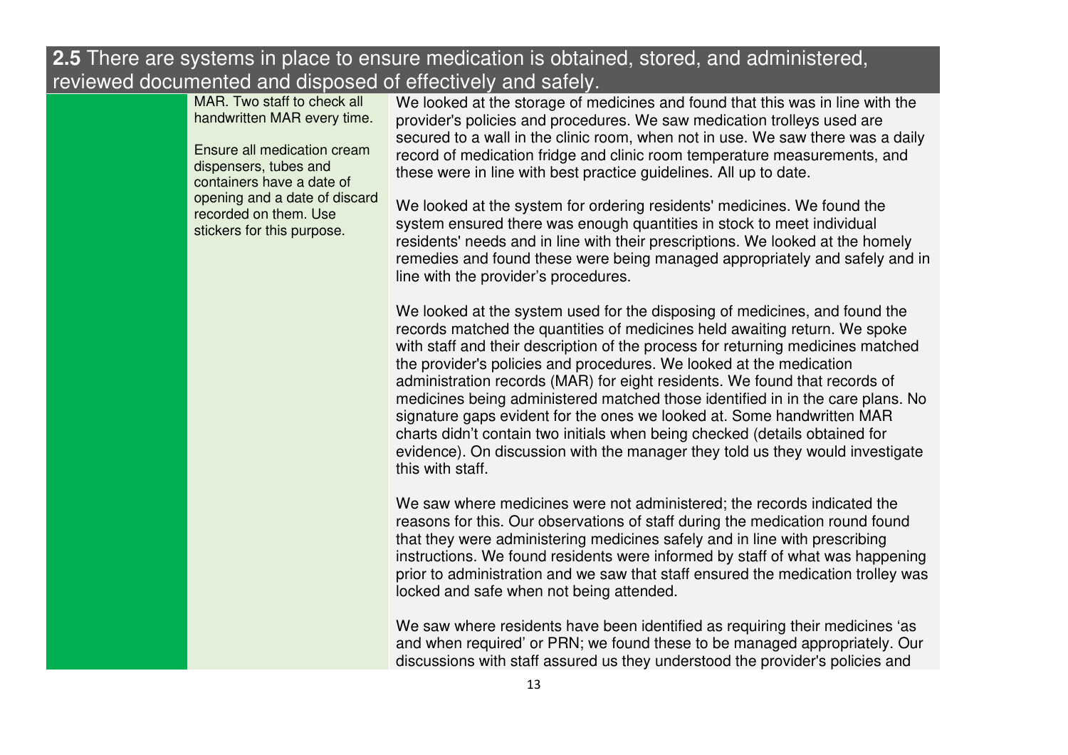## **2.5** There are systems in place to ensure medication is obtained, stored, and administered, reviewed documented and disposed of effectively and safely.

| | | |
|---|---|---|
| | MAR. Two staff to check all handwritten MAR every time.<br><br>Ensure all medication cream dispensers, tubes and containers have a date of opening and a date of discard recorded on them. Use stickers for this purpose. | We looked at the storage of medicines and found that this was in line with the provider's policies and procedures. We saw medication trolleys used are secured to a wall in the clinic room, when not in use. We saw there was a daily record of medication fridge and clinic room temperature measurements, and these were in line with best practice guidelines. All up to date.<br><br>We looked at the system for ordering residents' medicines. We found the system ensured there was enough quantities in stock to meet individual residents' needs and in line with their prescriptions. We looked at the homely remedies and found these were being managed appropriately and safely and in line with the provider's procedures.<br><br>We looked at the system used for the disposing of medicines, and found the records matched the quantities of medicines held awaiting return. We spoke with staff and their description of the process for returning medicines matched the provider's policies and procedures. We looked at the medication administration records (MAR) for eight residents. We found that records of medicines being administered matched those identified in in the care plans. No signature gaps evident for the ones we looked at. Some handwritten MAR charts didn't contain two initials when being checked (details obtained for evidence). On discussion with the manager they told us they would investigate this with staff.<br><br>We saw where medicines were not administered; the records indicated the reasons for this. Our observations of staff during the medication round found that they were administering medicines safely and in line with prescribing instructions. We found residents were informed by staff of what was happening prior to administration and we saw that staff ensured the medication trolley was locked and safe when not being attended.<br><br>We saw where residents have been identified as requiring their medicines 'as and when required' or PRN; we found these to be managed appropriately. Our discussions with staff assured us they understood the provider's policies and |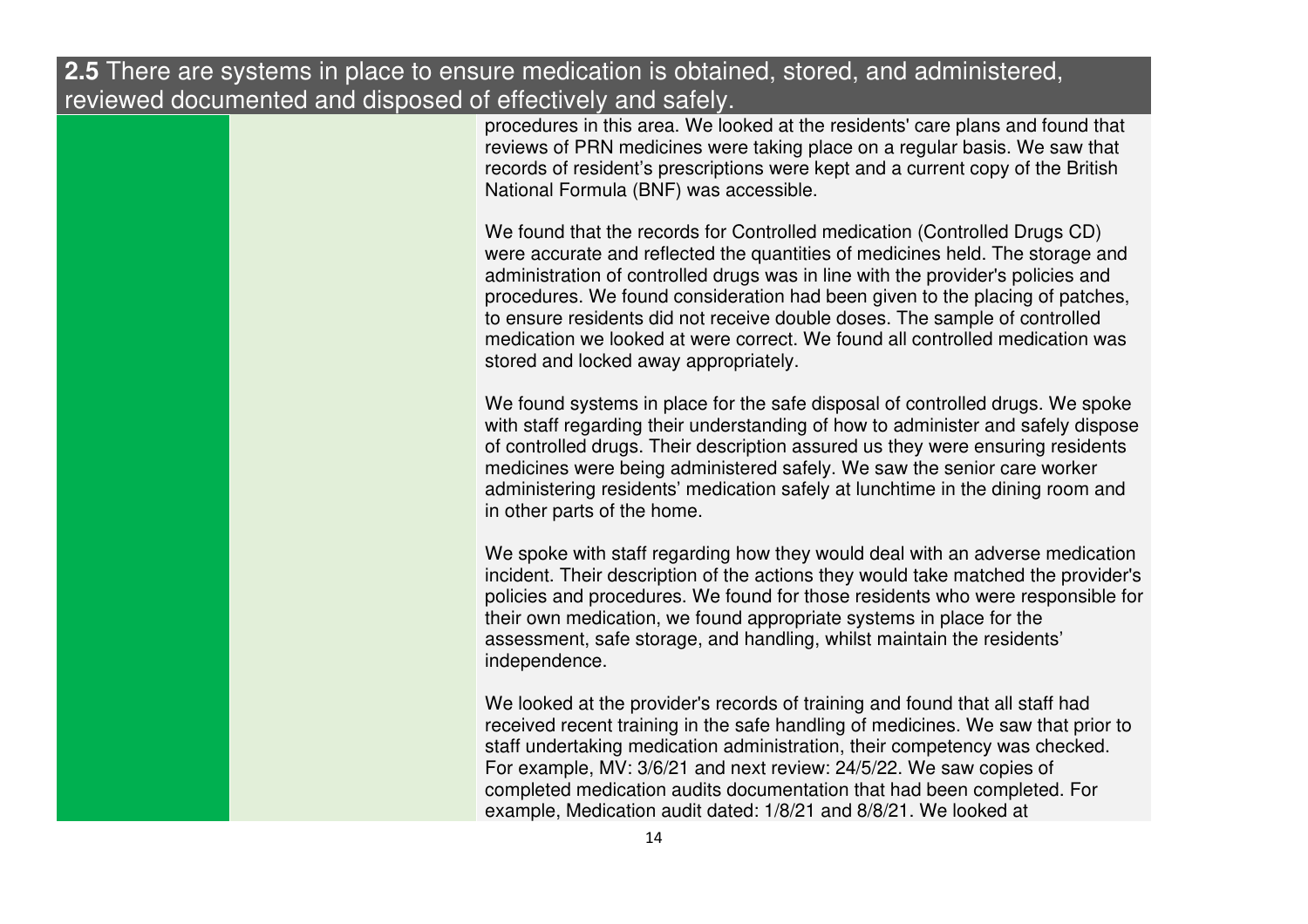**2.5** There are systems in place to ensure medication is obtained, stored, and administered, reviewed documented and disposed of effectively and safely.

procedures in this area. We looked at the residents' care plans and found that reviews of PRN medicines were taking place on a regular basis. We saw that records of resident's prescriptions were kept and a current copy of the British National Formula (BNF) was accessible.

We found that the records for Controlled medication (Controlled Drugs CD) were accurate and reflected the quantities of medicines held. The storage and administration of controlled drugs was in line with the provider's policies and procedures. We found consideration had been given to the placing of patches, to ensure residents did not receive double doses. The sample of controlled medication we looked at were correct. We found all controlled medication was stored and locked away appropriately.

We found systems in place for the safe disposal of controlled drugs. We spoke with staff regarding their understanding of how to administer and safely dispose of controlled drugs. Their description assured us they were ensuring residents medicines were being administered safely. We saw the senior care worker administering residents' medication safely at lunchtime in the dining room and in other parts of the home.

We spoke with staff regarding how they would deal with an adverse medication incident. Their description of the actions they would take matched the provider's policies and procedures. We found for those residents who were responsible for their own medication, we found appropriate systems in place for the assessment, safe storage, and handling, whilst maintain the residents' independence.

We looked at the provider's records of training and found that all staff had received recent training in the safe handling of medicines. We saw that prior to staff undertaking medication administration, their competency was checked. For example, MV: 3/6/21 and next review: 24/5/22. We saw copies of completed medication audits documentation that had been completed. For example, Medication audit dated: 1/8/21 and 8/8/21. We looked at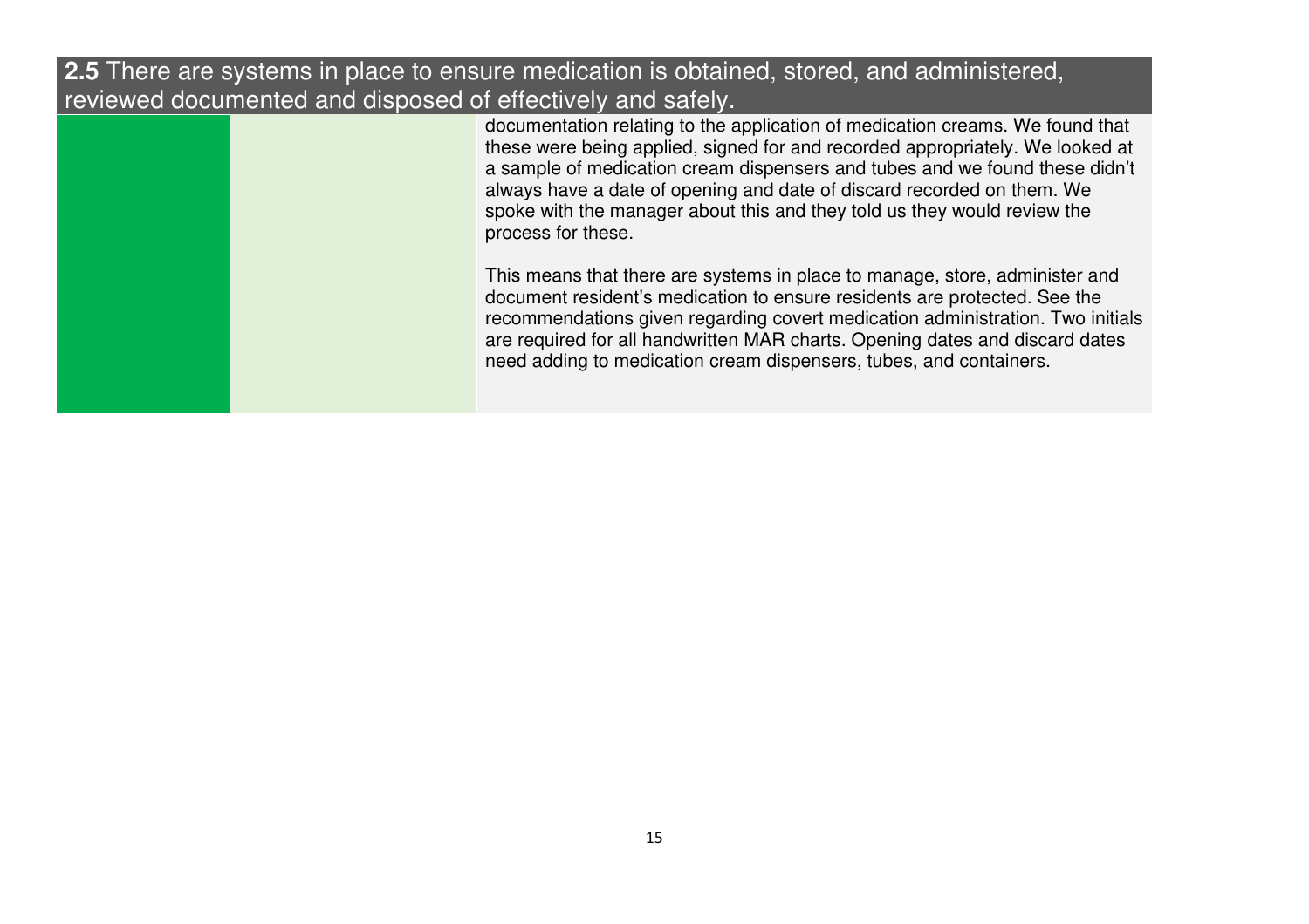**2.5** There are systems in place to ensure medication is obtained, stored, and administered, reviewed documented and disposed of effectively and safely.

| | | |
|---|---|---|
| | | documentation relating to the application of medication creams. We found that these were being applied, signed for and recorded appropriately. We looked at a sample of medication cream dispensers and tubes and we found these didn't always have a date of opening and date of discard recorded on them. We spoke with the manager about this and they told us they would review the process for these.<br><br>This means that there are systems in place to manage, store, administer and document resident's medication to ensure residents are protected. See the recommendations given regarding covert medication administration. Two initials are required for all handwritten MAR charts. Opening dates and discard dates need adding to medication cream dispensers, tubes, and containers. |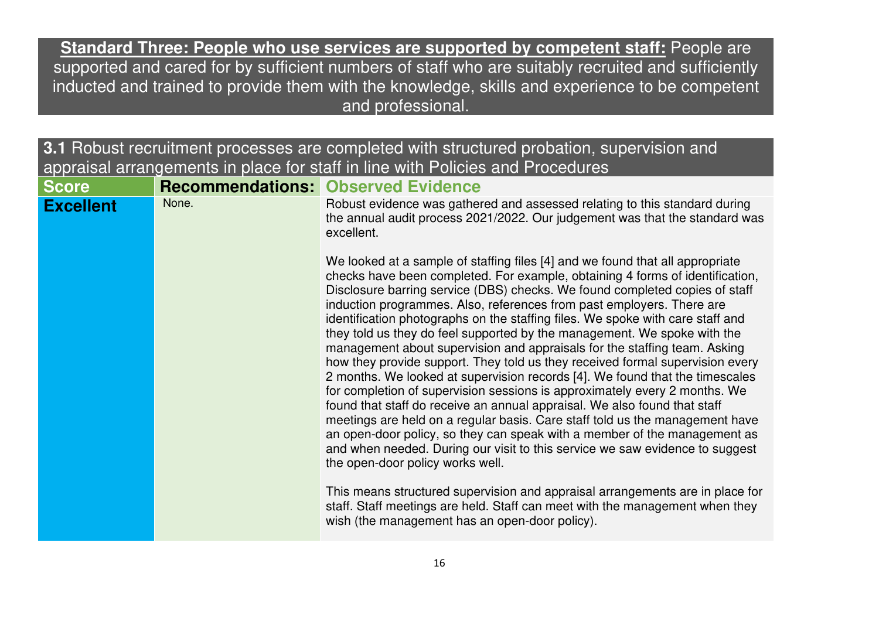**Standard Three: People who use services are supported by competent staff:** People are supported and cared for by sufficient numbers of staff who are suitably recruited and sufficiently inducted and trained to provide them with the knowledge, skills and experience to be competent and professional.

**3.1** Robust recruitment processes are completed with structured probation, supervision and appraisal arrangements in place for staff in line with Policies and Procedures

| Score | Recommendations: | Observed Evidence |
| --- | --- | --- |
| **Excellent** | None. | Robust evidence was gathered and assessed relating to this standard during the annual audit process 2021/2022. Our judgement was that the standard was excellent.<br><br>We looked at a sample of staffing files [4] and we found that all appropriate checks have been completed. For example, obtaining 4 forms of identification, Disclosure barring service (DBS) checks. We found completed copies of staff induction programmes. Also, references from past employers. There are identification photographs on the staffing files. We spoke with care staff and they told us they do feel supported by the management. We spoke with the management about supervision and appraisals for the staffing team. Asking how they provide support. They told us they received formal supervision every 2 months. We looked at supervision records [4]. We found that the timescales for completion of supervision sessions is approximately every 2 months. We found that staff do receive an annual appraisal. We also found that staff meetings are held on a regular basis. Care staff told us the management have an open-door policy, so they can speak with a member of the management as and when needed. During our visit to this service we saw evidence to suggest the open-door policy works well.<br><br>This means structured supervision and appraisal arrangements are in place for staff. Staff meetings are held. Staff can meet with the management when they wish (the management has an open-door policy). |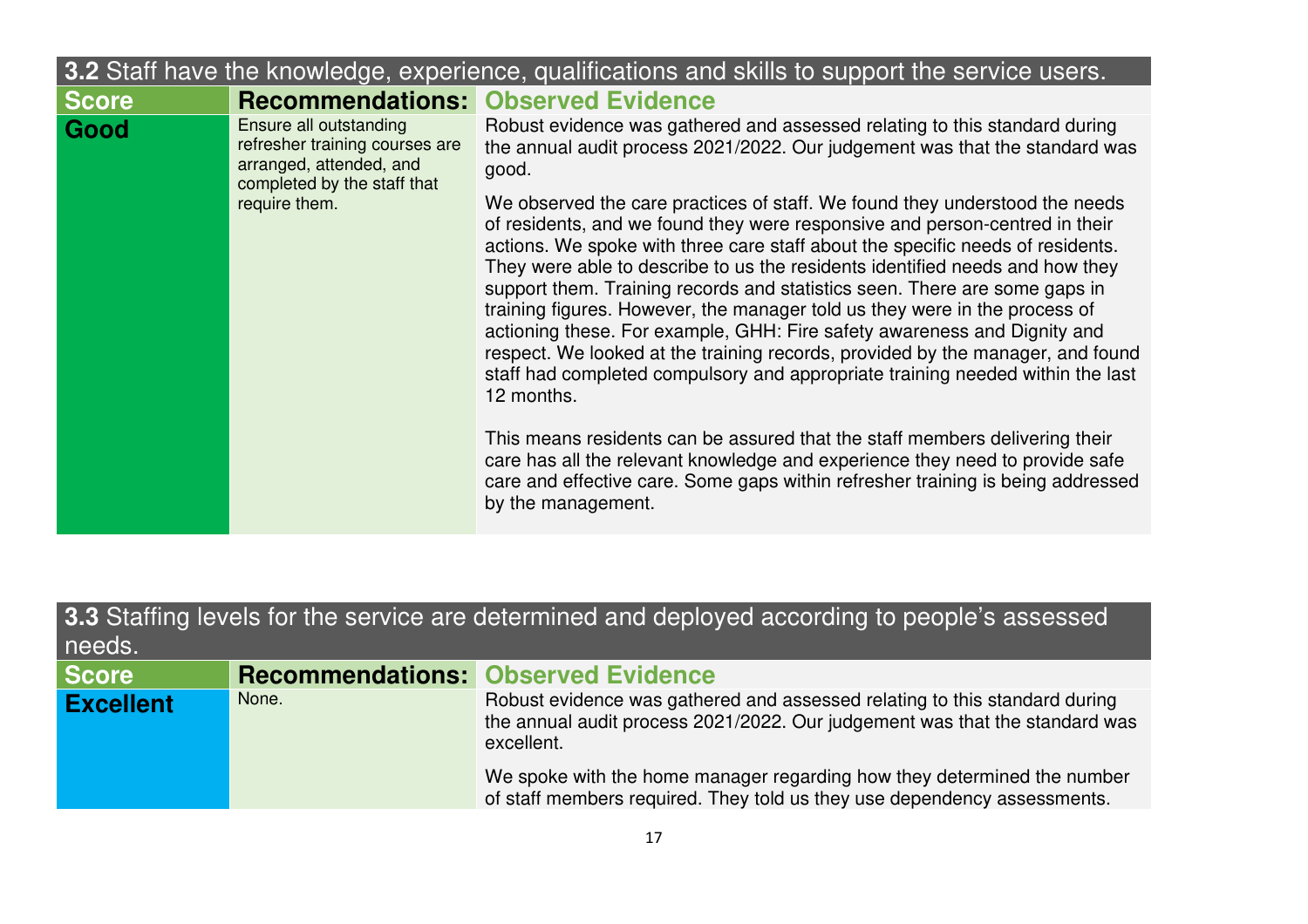### 3.2 Staff have the knowledge, experience, qualifications and skills to support the service users.

| Score | Recommendations: | Observed Evidence |
|---|---|---|
| **Good** | Ensure all outstanding refresher training courses are arranged, attended, and completed by the staff that require them. | Robust evidence was gathered and assessed relating to this standard during the annual audit process 2021/2022. Our judgement was that the standard was good.<br><br>We observed the care practices of staff. We found they understood the needs of residents, and we found they were responsive and person-centred in their actions. We spoke with three care staff about the specific needs of residents. They were able to describe to us the residents identified needs and how they support them. Training records and statistics seen. There are some gaps in training figures. However, the manager told us they were in the process of actioning these. For example, GHH: Fire safety awareness and Dignity and respect. We looked at the training records, provided by the manager, and found staff had completed compulsory and appropriate training needed within the last 12 months.<br><br>This means residents can be assured that the staff members delivering their care has all the relevant knowledge and experience they need to provide safe care and effective care. Some gaps within refresher training is being addressed by the management. |

### 3.3 Staffing levels for the service are determined and deployed according to people's assessed needs.

| Score | Recommendations: | Observed Evidence |
|---|---|---|
| **Excellent** | None. | Robust evidence was gathered and assessed relating to this standard during the annual audit process 2021/2022. Our judgement was that the standard was excellent.<br><br>We spoke with the home manager regarding how they determined the number of staff members required. They told us they use dependency assessments. |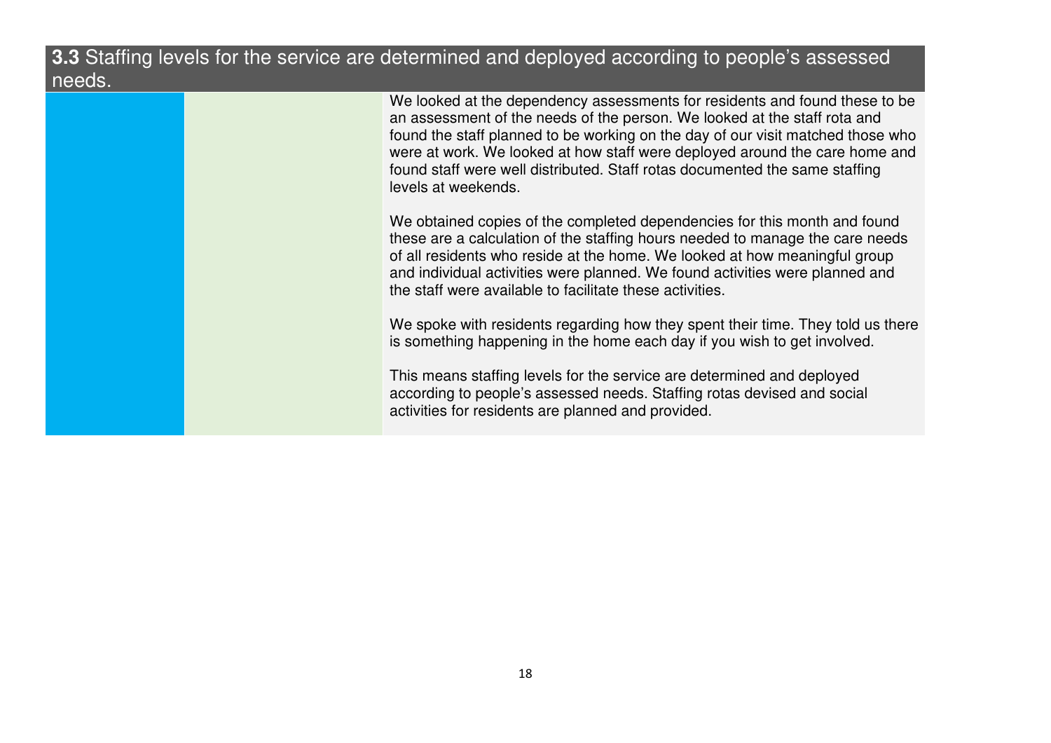## **3.3** Staffing levels for the service are determined and deployed according to people's assessed needs.

| | | |
|---|---|---|
| | | We looked at the dependency assessments for residents and found these to be an assessment of the needs of the person. We looked at the staff rota and found the staff planned to be working on the day of our visit matched those who were at work. We looked at how staff were deployed around the care home and found staff were well distributed. Staff rotas documented the same staffing levels at weekends.<br><br>We obtained copies of the completed dependencies for this month and found these are a calculation of the staffing hours needed to manage the care needs of all residents who reside at the home. We looked at how meaningful group and individual activities were planned. We found activities were planned and the staff were available to facilitate these activities.<br><br>We spoke with residents regarding how they spent their time. They told us there is something happening in the home each day if you wish to get involved.<br><br>This means staffing levels for the service are determined and deployed according to people's assessed needs. Staffing rotas devised and social activities for residents are planned and provided. |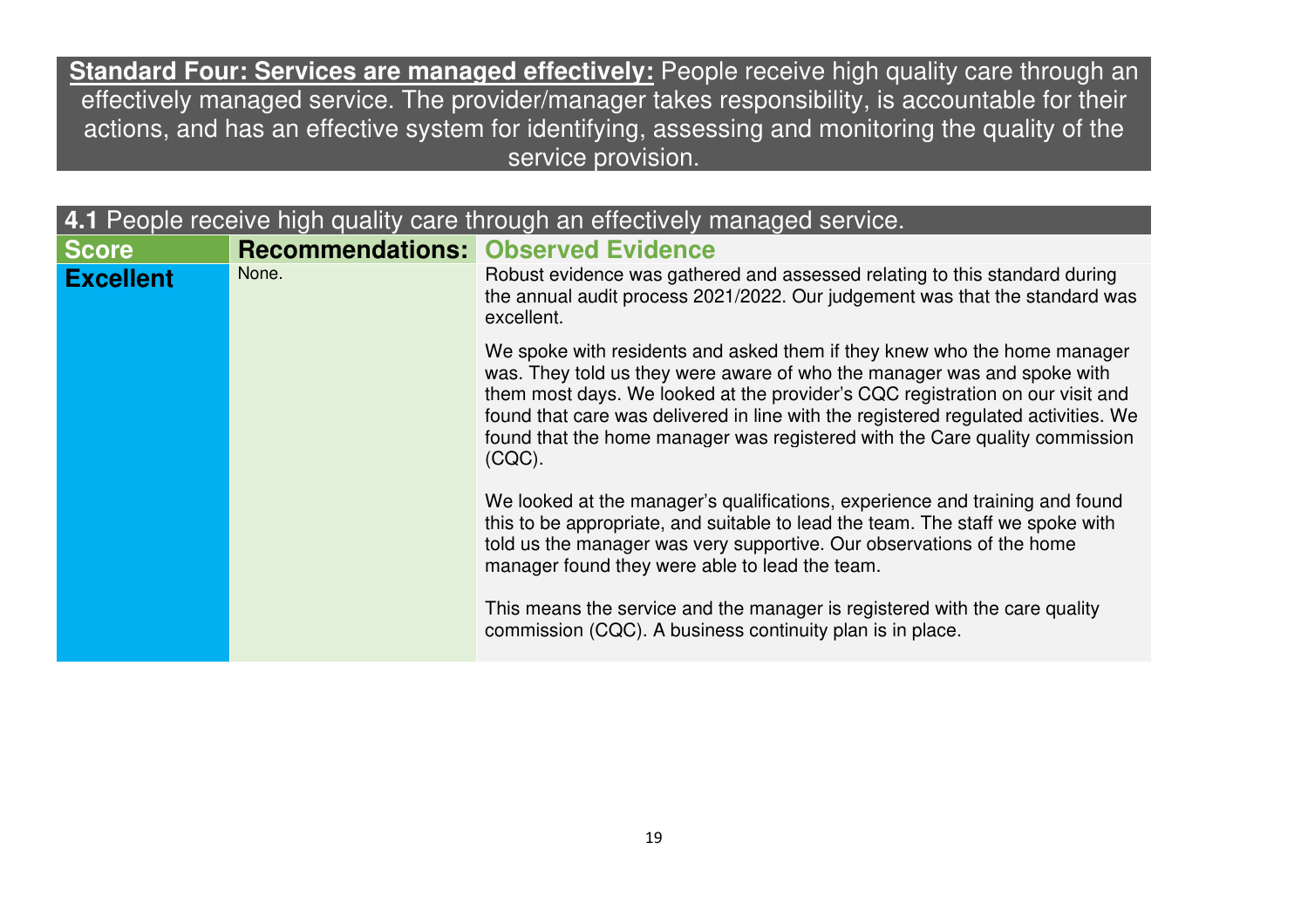**Standard Four: Services are managed effectively:** People receive high quality care through an effectively managed service. The provider/manager takes responsibility, is accountable for their actions, and has an effective system for identifying, assessing and monitoring the quality of the service provision.

**4.1** People receive high quality care through an effectively managed service.

| Score | Recommendations: | Observed Evidence |
|---|---|---|
| **Excellent** | None. | Robust evidence was gathered and assessed relating to this standard during the annual audit process 2021/2022. Our judgement was that the standard was excellent.<br><br>We spoke with residents and asked them if they knew who the home manager was. They told us they were aware of who the manager was and spoke with them most days. We looked at the provider's CQC registration on our visit and found that care was delivered in line with the registered regulated activities. We found that the home manager was registered with the Care quality commission (CQC).<br><br>We looked at the manager's qualifications, experience and training and found this to be appropriate, and suitable to lead the team. The staff we spoke with told us the manager was very supportive. Our observations of the home manager found they were able to lead the team.<br><br>This means the service and the manager is registered with the care quality commission (CQC). A business continuity plan is in place. |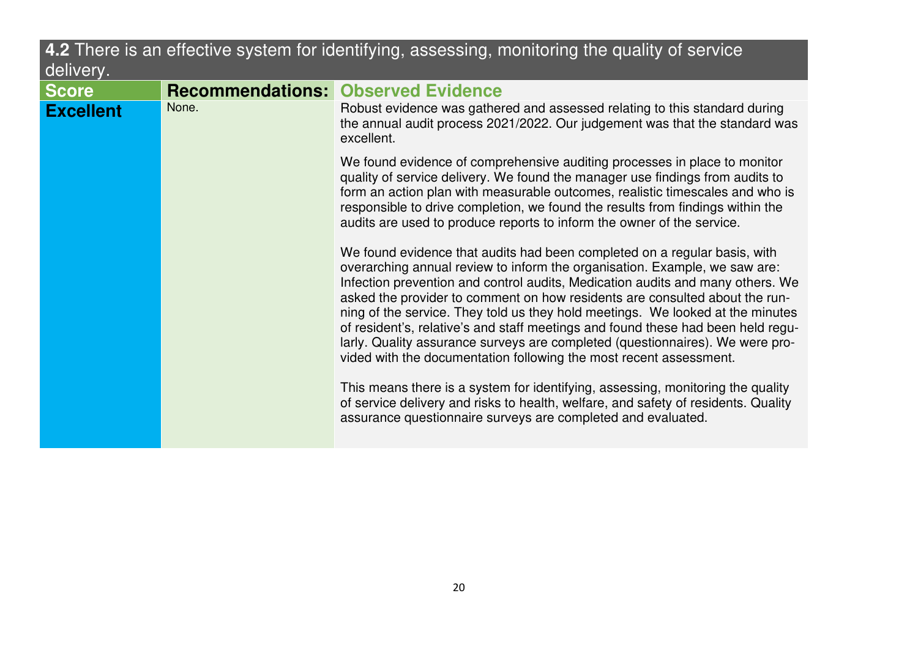| **4.2** There is an effective system for identifying, assessing, monitoring the quality of service delivery. | | |
|---|---|---|
| **Score** | **Recommendations:** | **Observed Evidence** |
| **Excellent** | None. | Robust evidence was gathered and assessed relating to this standard during the annual audit process 2021/2022. Our judgement was that the standard was excellent.<br><br>We found evidence of comprehensive auditing processes in place to monitor quality of service delivery. We found the manager use findings from audits to form an action plan with measurable outcomes, realistic timescales and who is responsible to drive completion, we found the results from findings within the audits are used to produce reports to inform the owner of the service.<br><br>We found evidence that audits had been completed on a regular basis, with overarching annual review to inform the organisation. Example, we saw are: Infection prevention and control audits, Medication audits and many others. We asked the provider to comment on how residents are consulted about the running of the service. They told us they hold meetings. We looked at the minutes of resident's, relative's and staff meetings and found these had been held regularly. Quality assurance surveys are completed (questionnaires). We were provided with the documentation following the most recent assessment.<br><br>This means there is a system for identifying, assessing, monitoring the quality of service delivery and risks to health, welfare, and safety of residents. Quality assurance questionnaire surveys are completed and evaluated. |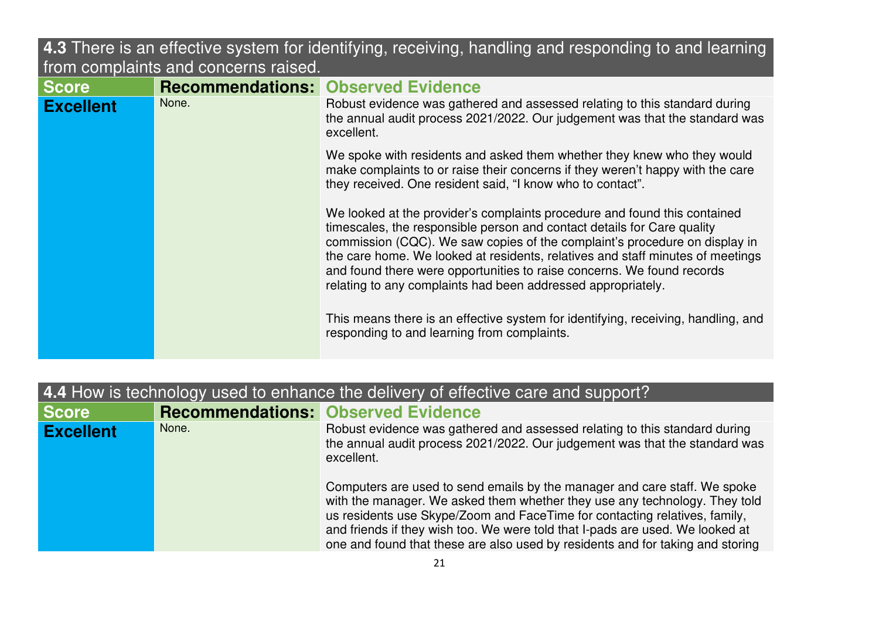**4.3** There is an effective system for identifying, receiving, handling and responding to and learning from complaints and concerns raised.

| Score | Recommendations: | Observed Evidence |
| --- | --- | --- |
| **Excellent** | None. | Robust evidence was gathered and assessed relating to this standard during the annual audit process 2021/2022. Our judgement was that the standard was excellent.<br><br>We spoke with residents and asked them whether they knew who they would make complaints to or raise their concerns if they weren't happy with the care they received. One resident said, "I know who to contact".<br><br>We looked at the provider's complaints procedure and found this contained timescales, the responsible person and contact details for Care quality commission (CQC). We saw copies of the complaint's procedure on display in the care home. We looked at residents, relatives and staff minutes of meetings and found there were opportunities to raise concerns. We found records relating to any complaints had been addressed appropriately.<br><br>This means there is an effective system for identifying, receiving, handling, and responding to and learning from complaints. |

**4.4** How is technology used to enhance the delivery of effective care and support?

| Score | Recommendations: | Observed Evidence |
| --- | --- | --- |
| **Excellent** | None. | Robust evidence was gathered and assessed relating to this standard during the annual audit process 2021/2022. Our judgement was that the standard was excellent.<br><br>Computers are used to send emails by the manager and care staff. We spoke with the manager. We asked them whether they use any technology. They told us residents use Skype/Zoom and FaceTime for contacting relatives, family, and friends if they wish too. We were told that I-pads are used. We looked at one and found that these are also used by residents and for taking and storing |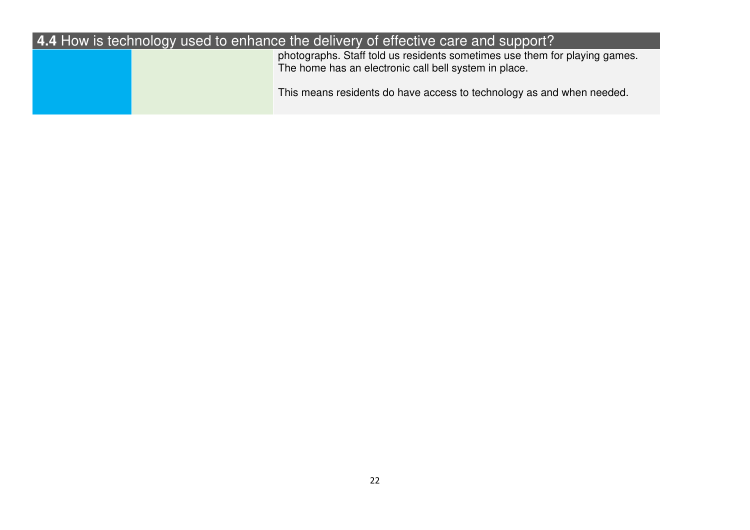## **4.4** How is technology used to enhance the delivery of effective care and support?

| | | |
|---|---|---|
| | | photographs. Staff told us residents sometimes use them for playing games. The home has an electronic call bell system in place.<br><br>This means residents do have access to technology as and when needed. |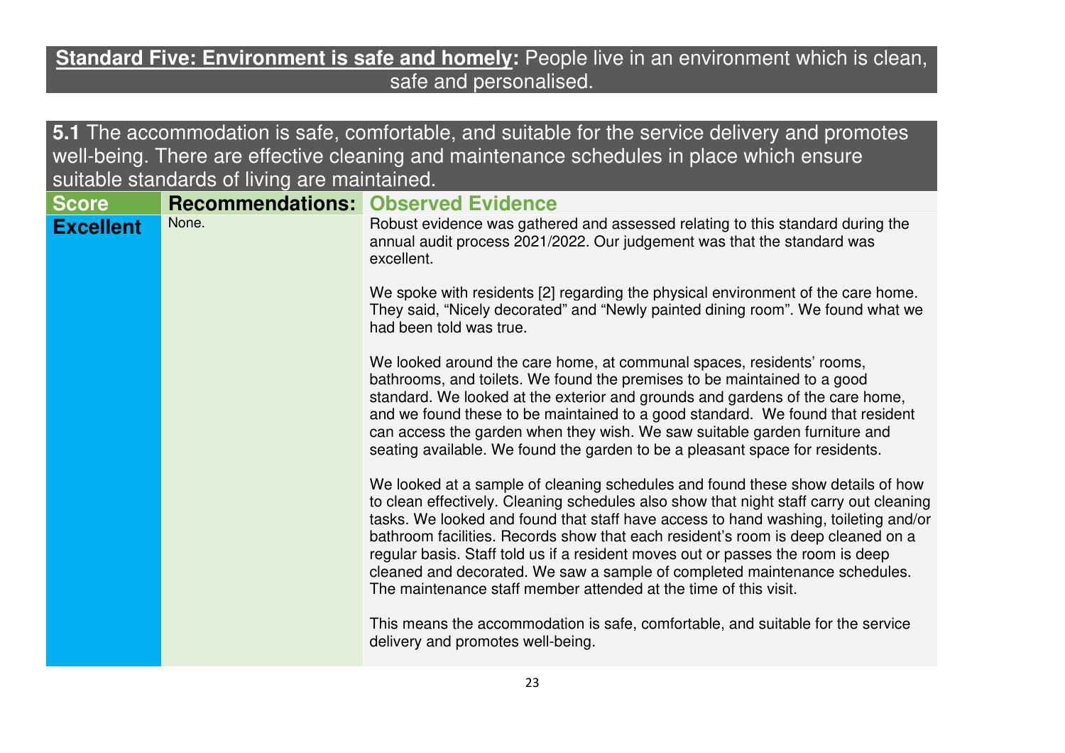## **Standard Five: Environment is safe and homely:** People live in an environment which is clean, safe and personalised.

**5.1** The accommodation is safe, comfortable, and suitable for the service delivery and promotes well-being. There are effective cleaning and maintenance schedules in place which ensure suitable standards of living are maintained.

| Score | Recommendations: | Observed Evidence |
|---|---|---|
| **Excellent** | None. | Robust evidence was gathered and assessed relating to this standard during the annual audit process 2021/2022. Our judgement was that the standard was excellent.<br><br>We spoke with residents [2] regarding the physical environment of the care home. They said, "Nicely decorated" and "Newly painted dining room". We found what we had been told was true.<br><br>We looked around the care home, at communal spaces, residents' rooms, bathrooms, and toilets. We found the premises to be maintained to a good standard. We looked at the exterior and grounds and gardens of the care home, and we found these to be maintained to a good standard. We found that resident can access the garden when they wish. We saw suitable garden furniture and seating available. We found the garden to be a pleasant space for residents.<br><br>We looked at a sample of cleaning schedules and found these show details of how to clean effectively. Cleaning schedules also show that night staff carry out cleaning tasks. We looked and found that staff have access to hand washing, toileting and/or bathroom facilities. Records show that each resident's room is deep cleaned on a regular basis. Staff told us if a resident moves out or passes the room is deep cleaned and decorated. We saw a sample of completed maintenance schedules. The maintenance staff member attended at the time of this visit.<br><br>This means the accommodation is safe, comfortable, and suitable for the service delivery and promotes well-being. |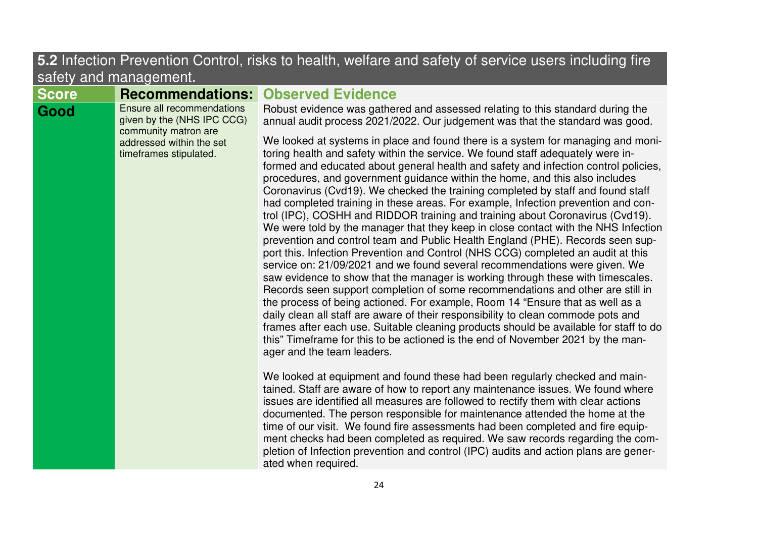## **5.2** Infection Prevention Control, risks to health, welfare and safety of service users including fire safety and management.

| Score | Recommendations: | Observed Evidence |
|---|---|---|
| **Good** | Ensure all recommendations given by the (NHS IPC CCG) community matron are addressed within the set timeframes stipulated. | Robust evidence was gathered and assessed relating to this standard during the annual audit process 2021/2022. Our judgement was that the standard was good.<br><br>We looked at systems in place and found there is a system for managing and monitoring health and safety within the service. We found staff adequately were informed and educated about general health and safety and infection control policies, procedures, and government guidance within the home, and this also includes Coronavirus (Cvd19). We checked the training completed by staff and found staff had completed training in these areas. For example, Infection prevention and control (IPC), COSHH and RIDDOR training and training about Coronavirus (Cvd19). We were told by the manager that they keep in close contact with the NHS Infection prevention and control team and Public Health England (PHE). Records seen support this. Infection Prevention and Control (NHS CCG) completed an audit at this service on: 21/09/2021 and we found several recommendations were given. We saw evidence to show that the manager is working through these with timescales. Records seen support completion of some recommendations and other are still in the process of being actioned. For example, Room 14 "Ensure that as well as a daily clean all staff are aware of their responsibility to clean commode pots and frames after each use. Suitable cleaning products should be available for staff to do this" Timeframe for this to be actioned is the end of November 2021 by the manager and the team leaders.<br><br>We looked at equipment and found these had been regularly checked and maintained. Staff are aware of how to report any maintenance issues. We found where issues are identified all measures are followed to rectify them with clear actions documented. The person responsible for maintenance attended the home at the time of our visit. We found fire assessments had been completed and fire equipment checks had been completed as required. We saw records regarding the completion of Infection prevention and control (IPC) audits and action plans are generated when required. |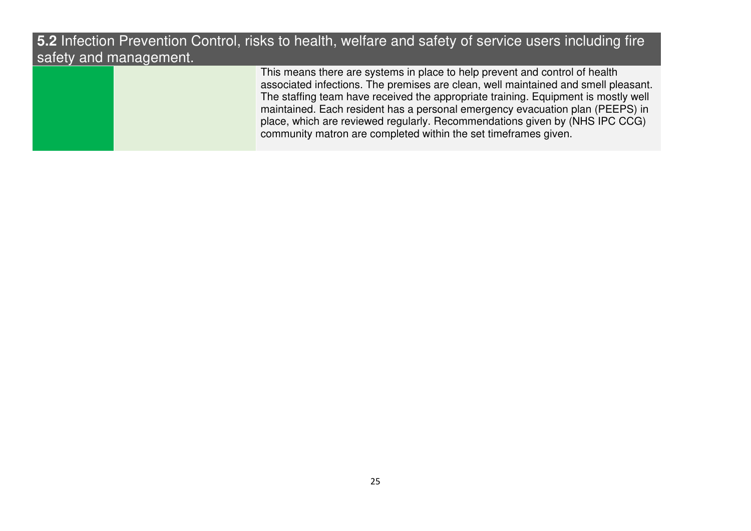## **5.2** Infection Prevention Control, risks to health, welfare and safety of service users including fire safety and management.

| | | |
|---|---|---|
| | | This means there are systems in place to help prevent and control of health associated infections. The premises are clean, well maintained and smell pleasant. The staffing team have received the appropriate training. Equipment is mostly well maintained. Each resident has a personal emergency evacuation plan (PEEPS) in place, which are reviewed regularly. Recommendations given by (NHS IPC CCG) community matron are completed within the set timeframes given. |